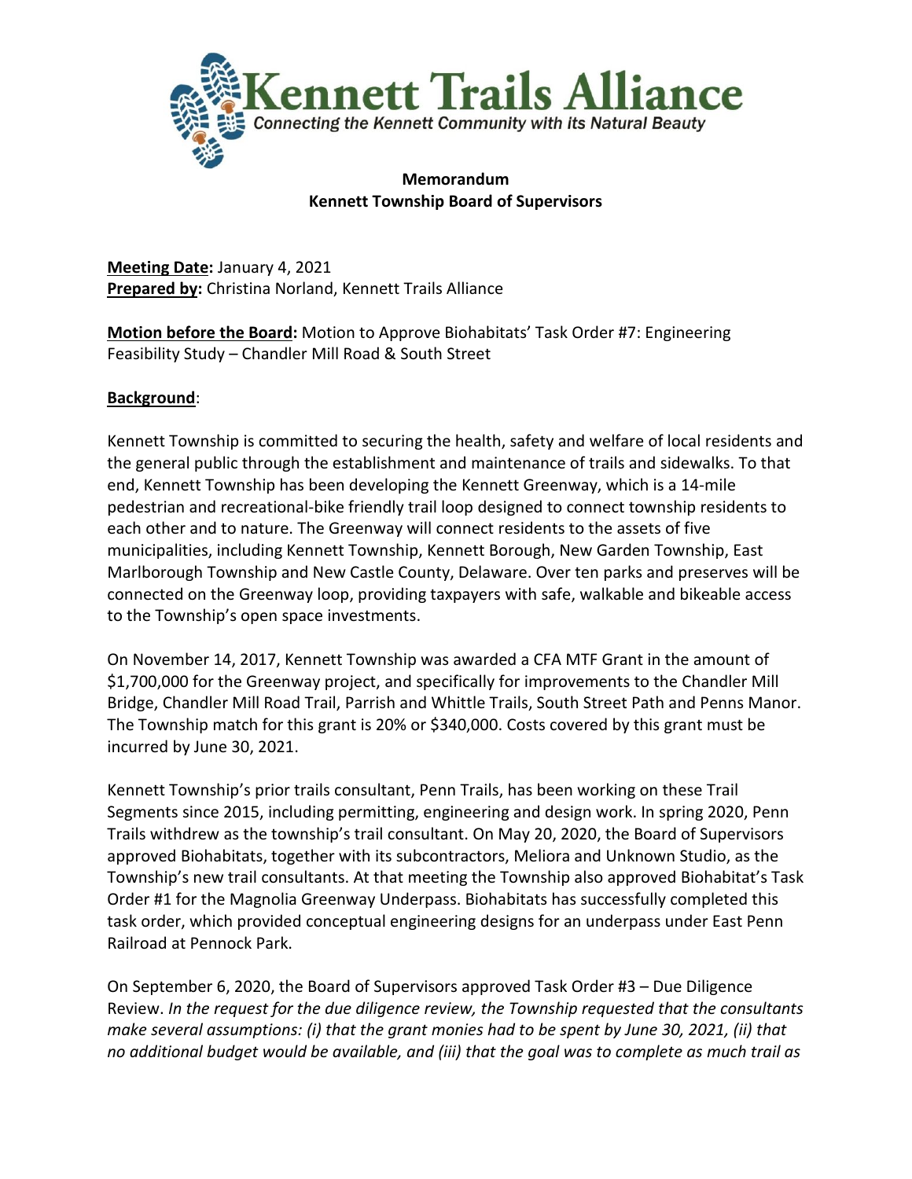# Kennett Trails Alliance

*Connecting the Kennett Community with its Natural Beauty*

**Memorandum**
**Kennett Township Board of Supervisors**

**Meeting Date:** January 4, 2021
**Prepared by:** Christina Norland, Kennett Trails Alliance

**Motion before the Board:** Motion to Approve Biohabitats' Task Order #7: Engineering Feasibility Study – Chandler Mill Road & South Street

**Background**:

Kennett Township is committed to securing the health, safety and welfare of local residents and the general public through the establishment and maintenance of trails and sidewalks. To that end, Kennett Township has been developing the Kennett Greenway, which is a 14-mile pedestrian and recreational-bike friendly trail loop designed to connect township residents to each other and to nature. The Greenway will connect residents to the assets of five municipalities, including Kennett Township, Kennett Borough, New Garden Township, East Marlborough Township and New Castle County, Delaware. Over ten parks and preserves will be connected on the Greenway loop, providing taxpayers with safe, walkable and bikeable access to the Township's open space investments.

On November 14, 2017, Kennett Township was awarded a CFA MTF Grant in the amount of $1,700,000 for the Greenway project, and specifically for improvements to the Chandler Mill Bridge, Chandler Mill Road Trail, Parrish and Whittle Trails, South Street Path and Penns Manor. The Township match for this grant is 20% or $340,000. Costs covered by this grant must be incurred by June 30, 2021.

Kennett Township's prior trails consultant, Penn Trails, has been working on these Trail Segments since 2015, including permitting, engineering and design work. In spring 2020, Penn Trails withdrew as the township's trail consultant. On May 20, 2020, the Board of Supervisors approved Biohabitats, together with its subcontractors, Meliora and Unknown Studio, as the Township's new trail consultants. At that meeting the Township also approved Biohabitat's Task Order #1 for the Magnolia Greenway Underpass. Biohabitats has successfully completed this task order, which provided conceptual engineering designs for an underpass under East Penn Railroad at Pennock Park.

On September 6, 2020, the Board of Supervisors approved Task Order #3 – Due Diligence Review. *In the request for the due diligence review, the Township requested that the consultants make several assumptions: (i) that the grant monies had to be spent by June 30, 2021, (ii) that no additional budget would be available, and (iii) that the goal was to complete as much trail as*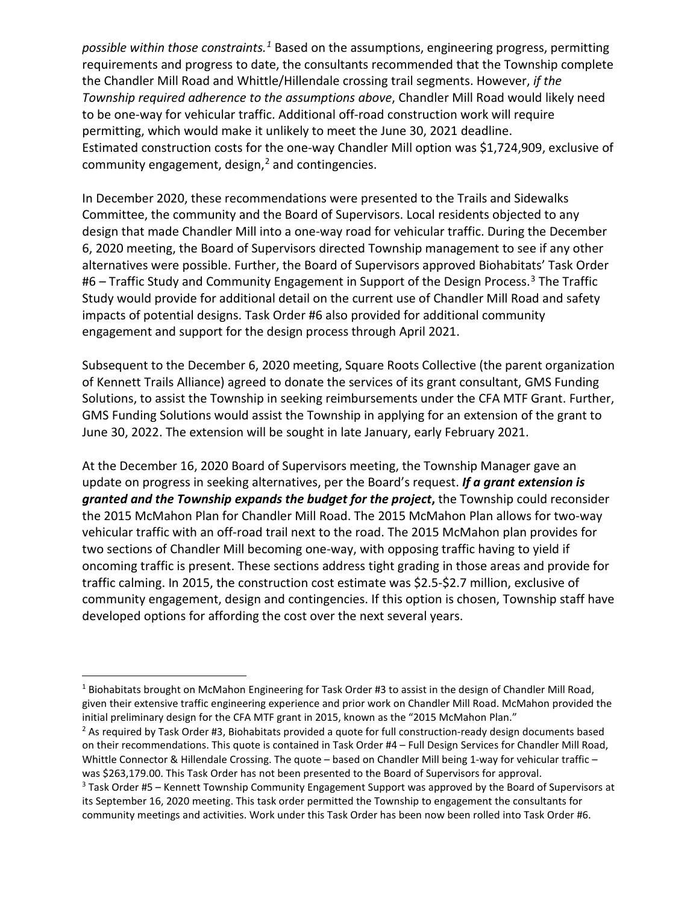*possible within those constraints.*[1] Based on the assumptions, engineering progress, permitting requirements and progress to date, the consultants recommended that the Township complete the Chandler Mill Road and Whittle/Hillendale crossing trail segments. However, *if the Township required adherence to the assumptions above*, Chandler Mill Road would likely need to be one-way for vehicular traffic. Additional off-road construction work will require permitting, which would make it unlikely to meet the June 30, 2021 deadline. Estimated construction costs for the one-way Chandler Mill option was $1,724,909, exclusive of community engagement, design,[2] and contingencies.

In December 2020, these recommendations were presented to the Trails and Sidewalks Committee, the community and the Board of Supervisors. Local residents objected to any design that made Chandler Mill into a one-way road for vehicular traffic. During the December 6, 2020 meeting, the Board of Supervisors directed Township management to see if any other alternatives were possible. Further, the Board of Supervisors approved Biohabitats' Task Order #6 – Traffic Study and Community Engagement in Support of the Design Process.[3] The Traffic Study would provide for additional detail on the current use of Chandler Mill Road and safety impacts of potential designs. Task Order #6 also provided for additional community engagement and support for the design process through April 2021.

Subsequent to the December 6, 2020 meeting, Square Roots Collective (the parent organization of Kennett Trails Alliance) agreed to donate the services of its grant consultant, GMS Funding Solutions, to assist the Township in seeking reimbursements under the CFA MTF Grant. Further, GMS Funding Solutions would assist the Township in applying for an extension of the grant to June 30, 2022. The extension will be sought in late January, early February 2021.

At the December 16, 2020 Board of Supervisors meeting, the Township Manager gave an update on progress in seeking alternatives, per the Board's request. ***If a grant extension is granted and the Township expands the budget for the project*****,** the Township could reconsider the 2015 McMahon Plan for Chandler Mill Road. The 2015 McMahon Plan allows for two-way vehicular traffic with an off-road trail next to the road. The 2015 McMahon plan provides for two sections of Chandler Mill becoming one-way, with opposing traffic having to yield if oncoming traffic is present. These sections address tight grading in those areas and provide for traffic calming. In 2015, the construction cost estimate was $2.5-$2.7 million, exclusive of community engagement, design and contingencies. If this option is chosen, Township staff have developed options for affording the cost over the next several years.

---

[1] Biohabitats brought on McMahon Engineering for Task Order #3 to assist in the design of Chandler Mill Road, given their extensive traffic engineering experience and prior work on Chandler Mill Road. McMahon provided the initial preliminary design for the CFA MTF grant in 2015, known as the "2015 McMahon Plan."

[2] As required by Task Order #3, Biohabitats provided a quote for full construction-ready design documents based on their recommendations. This quote is contained in Task Order #4 – Full Design Services for Chandler Mill Road, Whittle Connector & Hillendale Crossing. The quote – based on Chandler Mill being 1-way for vehicular traffic – was $263,179.00. This Task Order has not been presented to the Board of Supervisors for approval.

[3] Task Order #5 – Kennett Township Community Engagement Support was approved by the Board of Supervisors at its September 16, 2020 meeting. This task order permitted the Township to engagement the consultants for community meetings and activities. Work under this Task Order has been now been rolled into Task Order #6.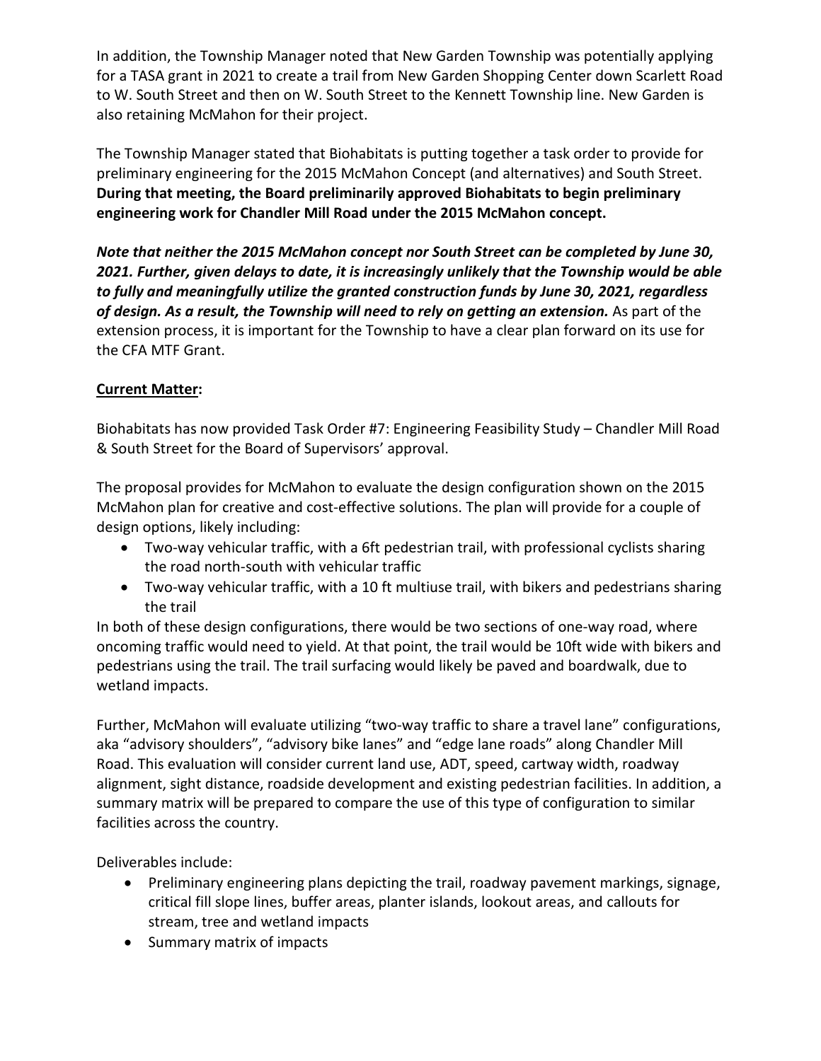In addition, the Township Manager noted that New Garden Township was potentially applying for a TASA grant in 2021 to create a trail from New Garden Shopping Center down Scarlett Road to W. South Street and then on W. South Street to the Kennett Township line. New Garden is also retaining McMahon for their project.

The Township Manager stated that Biohabitats is putting together a task order to provide for preliminary engineering for the 2015 McMahon Concept (and alternatives) and South Street. **During that meeting, the Board preliminarily approved Biohabitats to begin preliminary engineering work for Chandler Mill Road under the 2015 McMahon concept.**

***Note that neither the 2015 McMahon concept nor South Street can be completed by June 30, 2021. Further, given delays to date, it is increasingly unlikely that the Township would be able to fully and meaningfully utilize the granted construction funds by June 30, 2021, regardless of design. As a result, the Township will need to rely on getting an extension.*** As part of the extension process, it is important for the Township to have a clear plan forward on its use for the CFA MTF Grant.

**Current Matter:**

Biohabitats has now provided Task Order #7: Engineering Feasibility Study – Chandler Mill Road & South Street for the Board of Supervisors' approval.

The proposal provides for McMahon to evaluate the design configuration shown on the 2015 McMahon plan for creative and cost-effective solutions. The plan will provide for a couple of design options, likely including:

- Two-way vehicular traffic, with a 6ft pedestrian trail, with professional cyclists sharing the road north-south with vehicular traffic
- Two-way vehicular traffic, with a 10 ft multiuse trail, with bikers and pedestrians sharing the trail

In both of these design configurations, there would be two sections of one-way road, where oncoming traffic would need to yield. At that point, the trail would be 10ft wide with bikers and pedestrians using the trail. The trail surfacing would likely be paved and boardwalk, due to wetland impacts.

Further, McMahon will evaluate utilizing "two-way traffic to share a travel lane" configurations, aka "advisory shoulders", "advisory bike lanes" and "edge lane roads" along Chandler Mill Road. This evaluation will consider current land use, ADT, speed, cartway width, roadway alignment, sight distance, roadside development and existing pedestrian facilities. In addition, a summary matrix will be prepared to compare the use of this type of configuration to similar facilities across the country.

Deliverables include:

- Preliminary engineering plans depicting the trail, roadway pavement markings, signage, critical fill slope lines, buffer areas, planter islands, lookout areas, and callouts for stream, tree and wetland impacts
- Summary matrix of impacts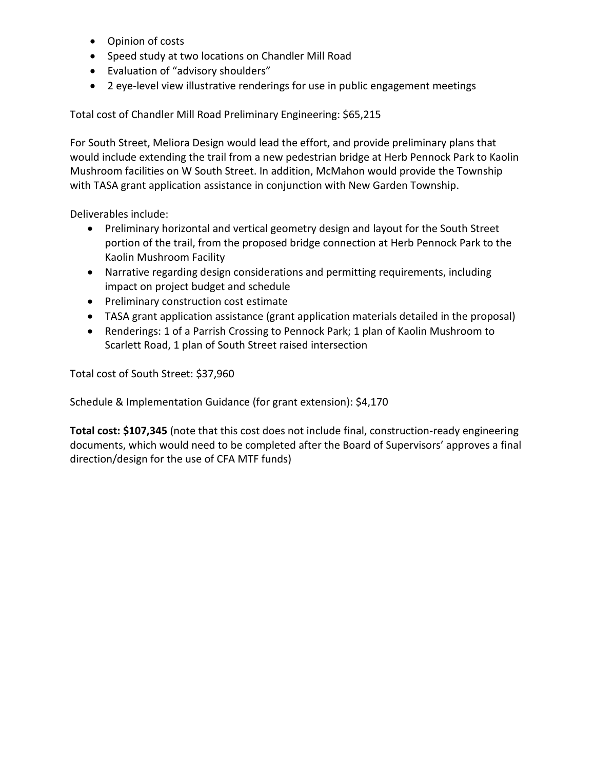- Opinion of costs
- Speed study at two locations on Chandler Mill Road
- Evaluation of "advisory shoulders"
- 2 eye-level view illustrative renderings for use in public engagement meetings

Total cost of Chandler Mill Road Preliminary Engineering: $65,215

For South Street, Meliora Design would lead the effort, and provide preliminary plans that would include extending the trail from a new pedestrian bridge at Herb Pennock Park to Kaolin Mushroom facilities on W South Street. In addition, McMahon would provide the Township with TASA grant application assistance in conjunction with New Garden Township.

Deliverables include:

- Preliminary horizontal and vertical geometry design and layout for the South Street portion of the trail, from the proposed bridge connection at Herb Pennock Park to the Kaolin Mushroom Facility
- Narrative regarding design considerations and permitting requirements, including impact on project budget and schedule
- Preliminary construction cost estimate
- TASA grant application assistance (grant application materials detailed in the proposal)
- Renderings: 1 of a Parrish Crossing to Pennock Park; 1 plan of Kaolin Mushroom to Scarlett Road, 1 plan of South Street raised intersection

Total cost of South Street: $37,960

Schedule & Implementation Guidance (for grant extension): $4,170

**Total cost: $107,345** (note that this cost does not include final, construction-ready engineering documents, which would need to be completed after the Board of Supervisors' approves a final direction/design for the use of CFA MTF funds)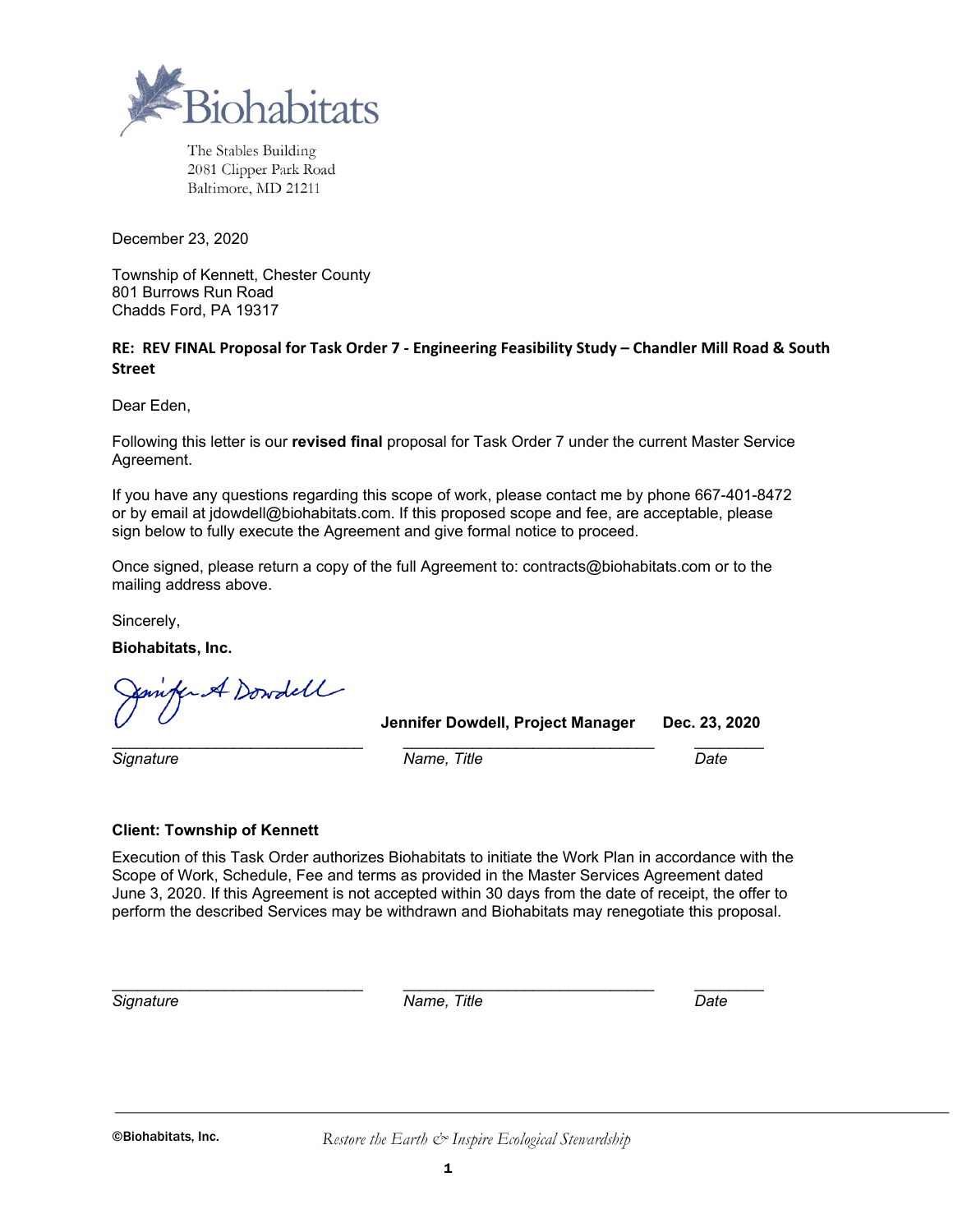Biohabitats

The Stables Building
2081 Clipper Park Road
Baltimore, MD 21211

December 23, 2020

Township of Kennett, Chester County
801 Burrows Run Road
Chadds Ford, PA 19317

**RE: REV FINAL Proposal for Task Order 7 - Engineering Feasibility Study – Chandler Mill Road & South Street**

Dear Eden,

Following this letter is our **revised final** proposal for Task Order 7 under the current Master Service Agreement.

If you have any questions regarding this scope of work, please contact me by phone 667-401-8472 or by email at jdowdell@biohabitats.com. If this proposed scope and fee, are acceptable, please sign below to fully execute the Agreement and give formal notice to proceed.

Once signed, please return a copy of the full Agreement to: contracts@biohabitats.com or to the mailing address above.

Sincerely,

**Biohabitats, Inc.**

| Jennifer A Dowdell | **Jennifer Dowdell, Project Manager** | **Dec. 23, 2020** |
|---|---|---|
| *Signature* | *Name, Title* | *Date* |

**Client: Township of Kennett**

Execution of this Task Order authorizes Biohabitats to initiate the Work Plan in accordance with the Scope of Work, Schedule, Fee and terms as provided in the Master Services Agreement dated June 3, 2020. If this Agreement is not accepted within 30 days from the date of receipt, the offer to perform the described Services may be withdrawn and Biohabitats may renegotiate this proposal.

| ______________________________ | ______________________________ | ________ |
|---|---|---|
| *Signature* | *Name, Title* | *Date* |

©Biohabitats, Inc. *Restore the Earth & Inspire Ecological Stewardship*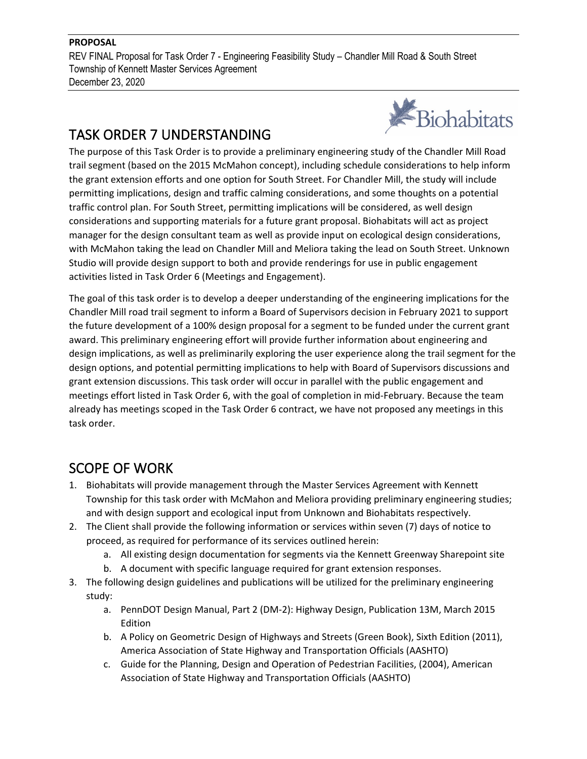**PROPOSAL**

REV FINAL Proposal for Task Order 7 - Engineering Feasibility Study – Chandler Mill Road & South Street
Township of Kennett Master Services Agreement
December 23, 2020

## TASK ORDER 7 UNDERSTANDING

The purpose of this Task Order is to provide a preliminary engineering study of the Chandler Mill Road trail segment (based on the 2015 McMahon concept), including schedule considerations to help inform the grant extension efforts and one option for South Street. For Chandler Mill, the study will include permitting implications, design and traffic calming considerations, and some thoughts on a potential traffic control plan. For South Street, permitting implications will be considered, as well design considerations and supporting materials for a future grant proposal. Biohabitats will act as project manager for the design consultant team as well as provide input on ecological design considerations, with McMahon taking the lead on Chandler Mill and Meliora taking the lead on South Street. Unknown Studio will provide design support to both and provide renderings for use in public engagement activities listed in Task Order 6 (Meetings and Engagement).

The goal of this task order is to develop a deeper understanding of the engineering implications for the Chandler Mill road trail segment to inform a Board of Supervisors decision in February 2021 to support the future development of a 100% design proposal for a segment to be funded under the current grant award. This preliminary engineering effort will provide further information about engineering and design implications, as well as preliminarily exploring the user experience along the trail segment for the design options, and potential permitting implications to help with Board of Supervisors discussions and grant extension discussions. This task order will occur in parallel with the public engagement and meetings effort listed in Task Order 6, with the goal of completion in mid-February. Because the team already has meetings scoped in the Task Order 6 contract, we have not proposed any meetings in this task order.

## SCOPE OF WORK

1. Biohabitats will provide management through the Master Services Agreement with Kennett Township for this task order with McMahon and Meliora providing preliminary engineering studies; and with design support and ecological input from Unknown and Biohabitats respectively.
2. The Client shall provide the following information or services within seven (7) days of notice to proceed, as required for performance of its services outlined herein:
    a. All existing design documentation for segments via the Kennett Greenway Sharepoint site
    b. A document with specific language required for grant extension responses.
3. The following design guidelines and publications will be utilized for the preliminary engineering study:
    a. PennDOT Design Manual, Part 2 (DM-2): Highway Design, Publication 13M, March 2015 Edition
    b. A Policy on Geometric Design of Highways and Streets (Green Book), Sixth Edition (2011), America Association of State Highway and Transportation Officials (AASHTO)
    c. Guide for the Planning, Design and Operation of Pedestrian Facilities, (2004), American Association of State Highway and Transportation Officials (AASHTO)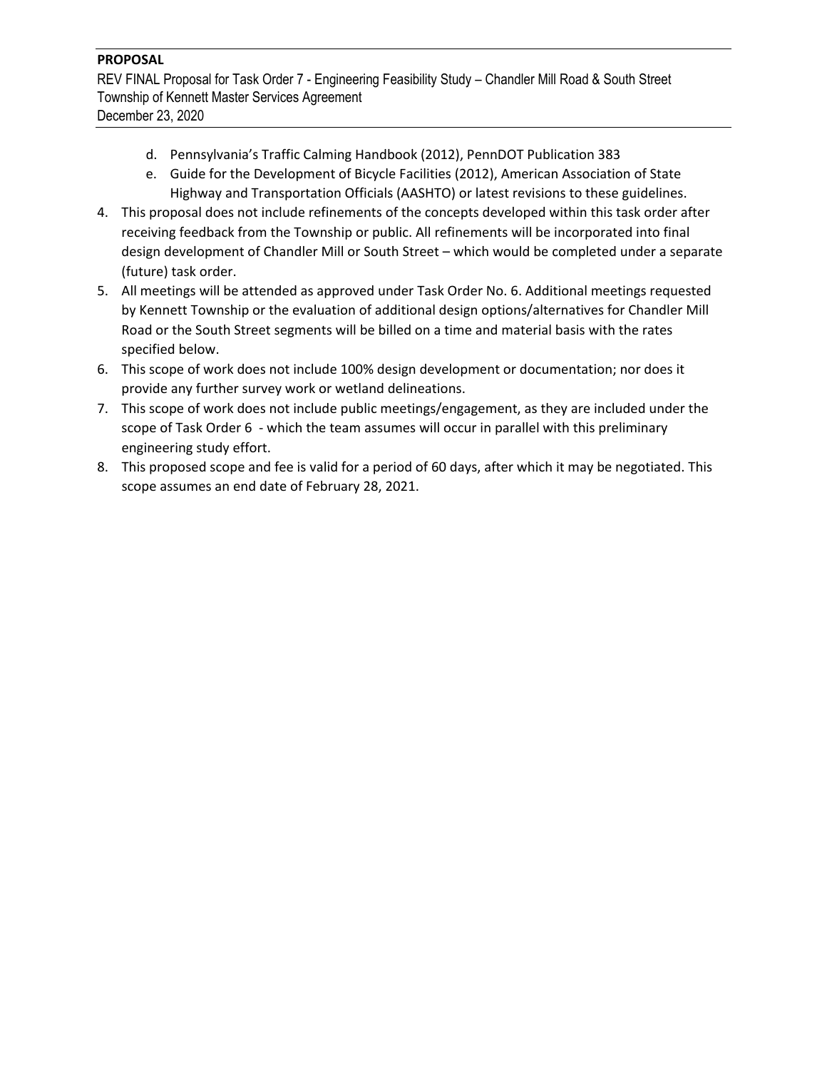d. Pennsylvania's Traffic Calming Handbook (2012), PennDOT Publication 383
   e. Guide for the Development of Bicycle Facilities (2012), American Association of State Highway and Transportation Officials (AASHTO) or latest revisions to these guidelines.
4. This proposal does not include refinements of the concepts developed within this task order after receiving feedback from the Township or public. All refinements will be incorporated into final design development of Chandler Mill or South Street – which would be completed under a separate (future) task order.
5. All meetings will be attended as approved under Task Order No. 6. Additional meetings requested by Kennett Township or the evaluation of additional design options/alternatives for Chandler Mill Road or the South Street segments will be billed on a time and material basis with the rates specified below.
6. This scope of work does not include 100% design development or documentation; nor does it provide any further survey work or wetland delineations.
7. This scope of work does not include public meetings/engagement, as they are included under the scope of Task Order 6 - which the team assumes will occur in parallel with this preliminary engineering study effort.
8. This proposed scope and fee is valid for a period of 60 days, after which it may be negotiated. This scope assumes an end date of February 28, 2021.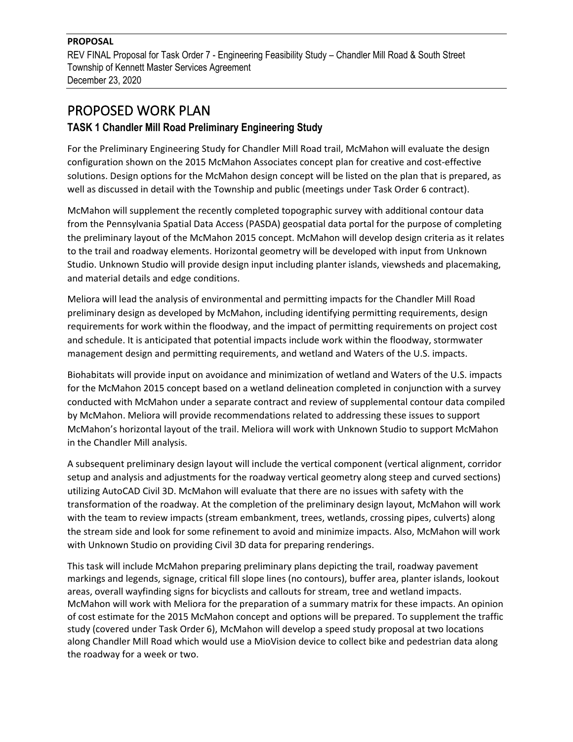# PROPOSED WORK PLAN

## TASK 1 Chandler Mill Road Preliminary Engineering Study

For the Preliminary Engineering Study for Chandler Mill Road trail, McMahon will evaluate the design configuration shown on the 2015 McMahon Associates concept plan for creative and cost-effective solutions. Design options for the McMahon design concept will be listed on the plan that is prepared, as well as discussed in detail with the Township and public (meetings under Task Order 6 contract).

McMahon will supplement the recently completed topographic survey with additional contour data from the Pennsylvania Spatial Data Access (PASDA) geospatial data portal for the purpose of completing the preliminary layout of the McMahon 2015 concept. McMahon will develop design criteria as it relates to the trail and roadway elements. Horizontal geometry will be developed with input from Unknown Studio. Unknown Studio will provide design input including planter islands, viewsheds and placemaking, and material details and edge conditions.

Meliora will lead the analysis of environmental and permitting impacts for the Chandler Mill Road preliminary design as developed by McMahon, including identifying permitting requirements, design requirements for work within the floodway, and the impact of permitting requirements on project cost and schedule. It is anticipated that potential impacts include work within the floodway, stormwater management design and permitting requirements, and wetland and Waters of the U.S. impacts.

Biohabitats will provide input on avoidance and minimization of wetland and Waters of the U.S. impacts for the McMahon 2015 concept based on a wetland delineation completed in conjunction with a survey conducted with McMahon under a separate contract and review of supplemental contour data compiled by McMahon. Meliora will provide recommendations related to addressing these issues to support McMahon's horizontal layout of the trail. Meliora will work with Unknown Studio to support McMahon in the Chandler Mill analysis.

A subsequent preliminary design layout will include the vertical component (vertical alignment, corridor setup and analysis and adjustments for the roadway vertical geometry along steep and curved sections) utilizing AutoCAD Civil 3D. McMahon will evaluate that there are no issues with safety with the transformation of the roadway. At the completion of the preliminary design layout, McMahon will work with the team to review impacts (stream embankment, trees, wetlands, crossing pipes, culverts) along the stream side and look for some refinement to avoid and minimize impacts. Also, McMahon will work with Unknown Studio on providing Civil 3D data for preparing renderings.

This task will include McMahon preparing preliminary plans depicting the trail, roadway pavement markings and legends, signage, critical fill slope lines (no contours), buffer area, planter islands, lookout areas, overall wayfinding signs for bicyclists and callouts for stream, tree and wetland impacts. McMahon will work with Meliora for the preparation of a summary matrix for these impacts. An opinion of cost estimate for the 2015 McMahon concept and options will be prepared. To supplement the traffic study (covered under Task Order 6), McMahon will develop a speed study proposal at two locations along Chandler Mill Road which would use a MioVision device to collect bike and pedestrian data along the roadway for a week or two.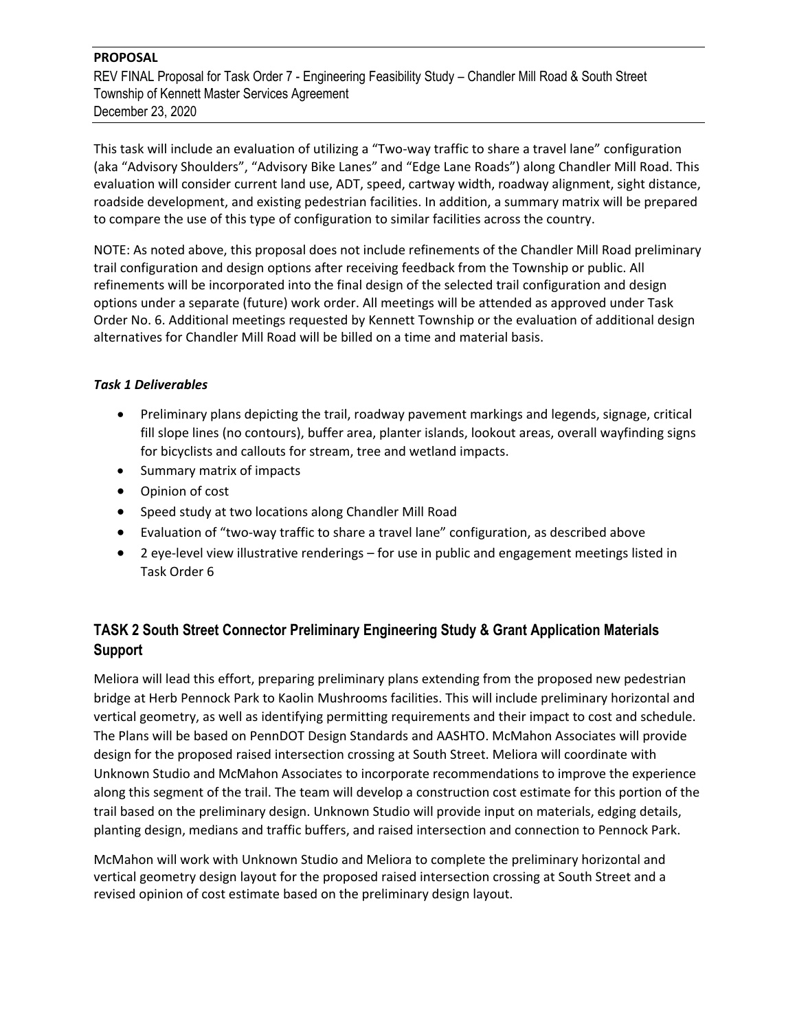This task will include an evaluation of utilizing a "Two-way traffic to share a travel lane" configuration (aka "Advisory Shoulders", "Advisory Bike Lanes" and "Edge Lane Roads") along Chandler Mill Road. This evaluation will consider current land use, ADT, speed, cartway width, roadway alignment, sight distance, roadside development, and existing pedestrian facilities. In addition, a summary matrix will be prepared to compare the use of this type of configuration to similar facilities across the country.

NOTE: As noted above, this proposal does not include refinements of the Chandler Mill Road preliminary trail configuration and design options after receiving feedback from the Township or public. All refinements will be incorporated into the final design of the selected trail configuration and design options under a separate (future) work order. All meetings will be attended as approved under Task Order No. 6. Additional meetings requested by Kennett Township or the evaluation of additional design alternatives for Chandler Mill Road will be billed on a time and material basis.

***Task 1 Deliverables***

- Preliminary plans depicting the trail, roadway pavement markings and legends, signage, critical fill slope lines (no contours), buffer area, planter islands, lookout areas, overall wayfinding signs for bicyclists and callouts for stream, tree and wetland impacts.
- Summary matrix of impacts
- Opinion of cost
- Speed study at two locations along Chandler Mill Road
- Evaluation of "two-way traffic to share a travel lane" configuration, as described above
- 2 eye-level view illustrative renderings – for use in public and engagement meetings listed in Task Order 6

## TASK 2 South Street Connector Preliminary Engineering Study & Grant Application Materials Support

Meliora will lead this effort, preparing preliminary plans extending from the proposed new pedestrian bridge at Herb Pennock Park to Kaolin Mushrooms facilities. This will include preliminary horizontal and vertical geometry, as well as identifying permitting requirements and their impact to cost and schedule. The Plans will be based on PennDOT Design Standards and AASHTO. McMahon Associates will provide design for the proposed raised intersection crossing at South Street. Meliora will coordinate with Unknown Studio and McMahon Associates to incorporate recommendations to improve the experience along this segment of the trail. The team will develop a construction cost estimate for this portion of the trail based on the preliminary design. Unknown Studio will provide input on materials, edging details, planting design, medians and traffic buffers, and raised intersection and connection to Pennock Park.

McMahon will work with Unknown Studio and Meliora to complete the preliminary horizontal and vertical geometry design layout for the proposed raised intersection crossing at South Street and a revised opinion of cost estimate based on the preliminary design layout.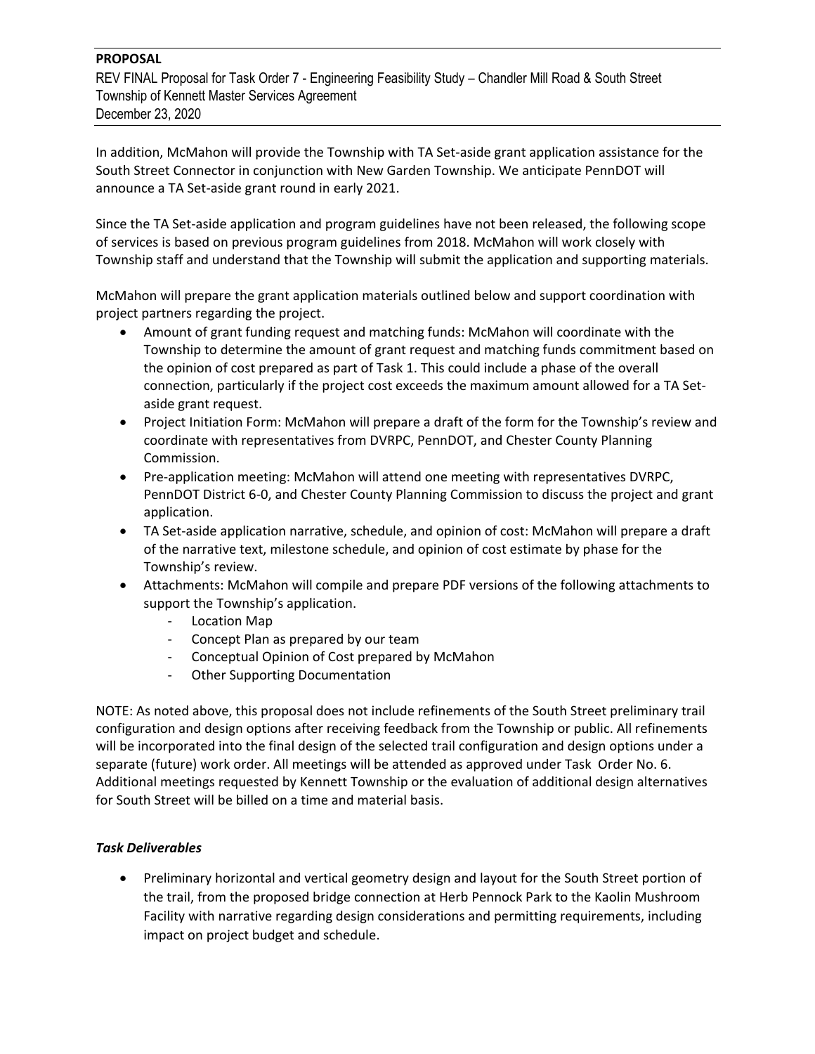In addition, McMahon will provide the Township with TA Set-aside grant application assistance for the South Street Connector in conjunction with New Garden Township. We anticipate PennDOT will announce a TA Set-aside grant round in early 2021.

Since the TA Set-aside application and program guidelines have not been released, the following scope of services is based on previous program guidelines from 2018. McMahon will work closely with Township staff and understand that the Township will submit the application and supporting materials.

McMahon will prepare the grant application materials outlined below and support coordination with project partners regarding the project.

- Amount of grant funding request and matching funds: McMahon will coordinate with the Township to determine the amount of grant request and matching funds commitment based on the opinion of cost prepared as part of Task 1. This could include a phase of the overall connection, particularly if the project cost exceeds the maximum amount allowed for a TA Set-aside grant request.
- Project Initiation Form: McMahon will prepare a draft of the form for the Township's review and coordinate with representatives from DVRPC, PennDOT, and Chester County Planning Commission.
- Pre-application meeting: McMahon will attend one meeting with representatives DVRPC, PennDOT District 6-0, and Chester County Planning Commission to discuss the project and grant application.
- TA Set-aside application narrative, schedule, and opinion of cost: McMahon will prepare a draft of the narrative text, milestone schedule, and opinion of cost estimate by phase for the Township's review.
- Attachments: McMahon will compile and prepare PDF versions of the following attachments to support the Township's application.
    - Location Map
    - Concept Plan as prepared by our team
    - Conceptual Opinion of Cost prepared by McMahon
    - Other Supporting Documentation

NOTE: As noted above, this proposal does not include refinements of the South Street preliminary trail configuration and design options after receiving feedback from the Township or public. All refinements will be incorporated into the final design of the selected trail configuration and design options under a separate (future) work order. All meetings will be attended as approved under Task Order No. 6. Additional meetings requested by Kennett Township or the evaluation of additional design alternatives for South Street will be billed on a time and material basis.

### *Task Deliverables*

- Preliminary horizontal and vertical geometry design and layout for the South Street portion of the trail, from the proposed bridge connection at Herb Pennock Park to the Kaolin Mushroom Facility with narrative regarding design considerations and permitting requirements, including impact on project budget and schedule.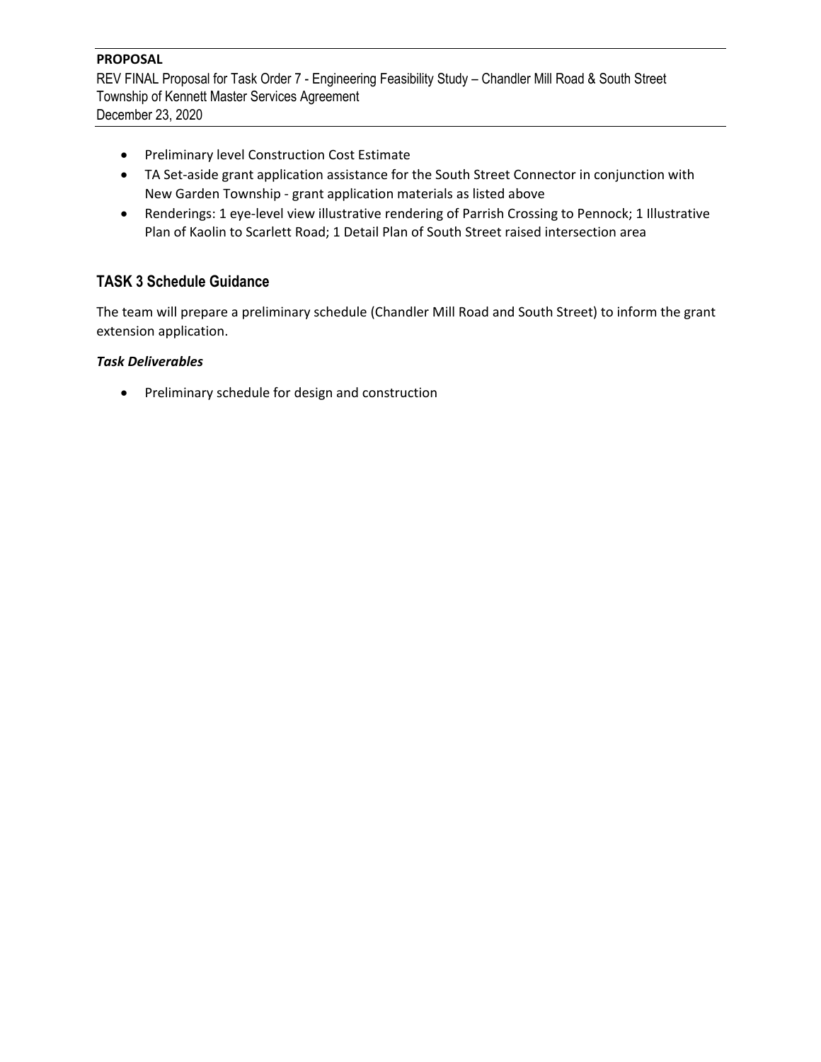- Preliminary level Construction Cost Estimate
- TA Set-aside grant application assistance for the South Street Connector in conjunction with New Garden Township - grant application materials as listed above
- Renderings: 1 eye-level view illustrative rendering of Parrish Crossing to Pennock; 1 Illustrative Plan of Kaolin to Scarlett Road; 1 Detail Plan of South Street raised intersection area

## TASK 3 Schedule Guidance

The team will prepare a preliminary schedule (Chandler Mill Road and South Street) to inform the grant extension application.

***Task Deliverables***

- Preliminary schedule for design and construction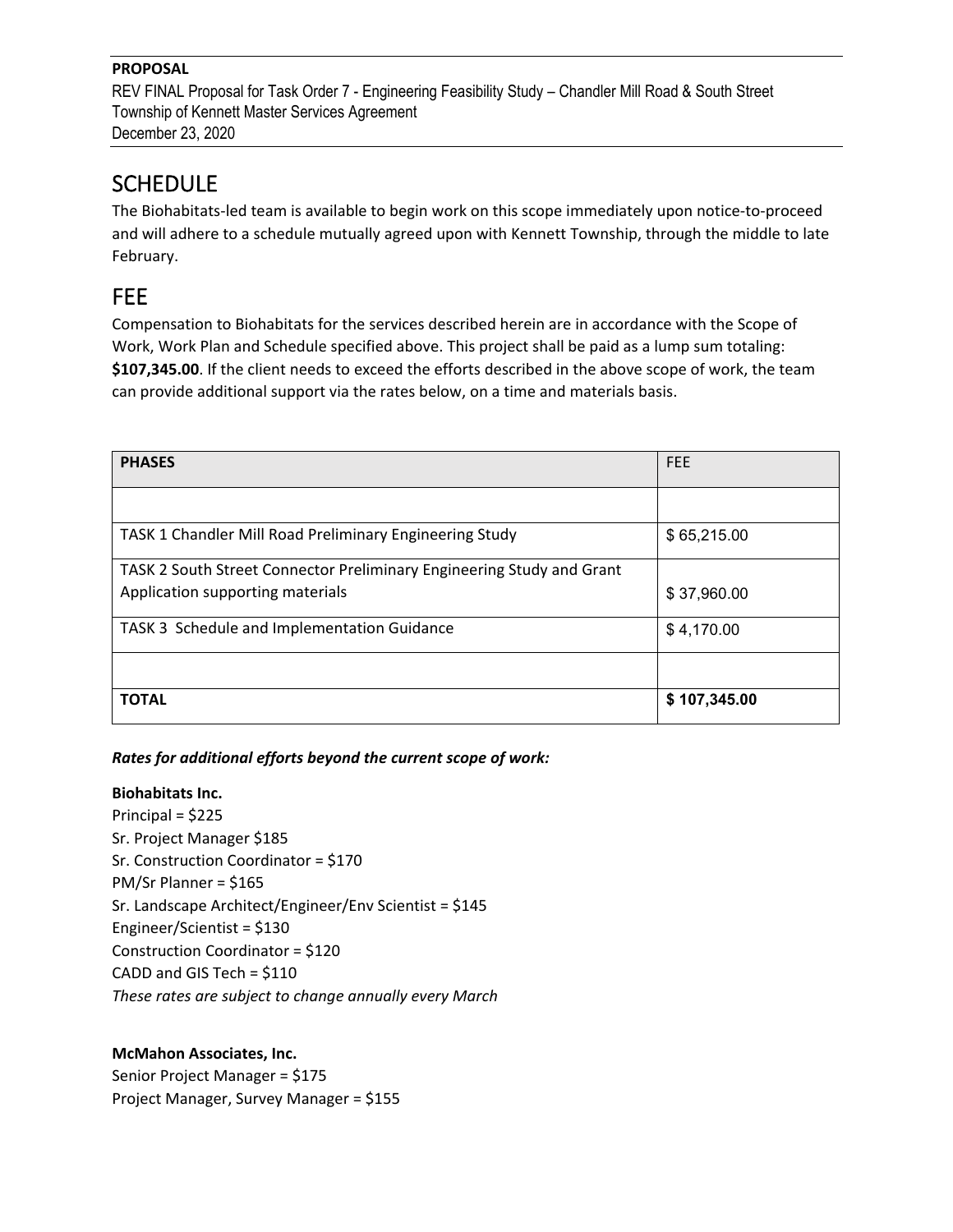**PROPOSAL**
REV FINAL Proposal for Task Order 7 - Engineering Feasibility Study – Chandler Mill Road & South Street
Township of Kennett Master Services Agreement
December 23, 2020

## SCHEDULE

The Biohabitats-led team is available to begin work on this scope immediately upon notice-to-proceed and will adhere to a schedule mutually agreed upon with Kennett Township, through the middle to late February.

## FEE

Compensation to Biohabitats for the services described herein are in accordance with the Scope of Work, Work Plan and Schedule specified above. This project shall be paid as a lump sum totaling: **$107,345.00**. If the client needs to exceed the efforts described in the above scope of work, the team can provide additional support via the rates below, on a time and materials basis.

| PHASES | FEE |
|---|---|
| | |
| TASK 1 Chandler Mill Road Preliminary Engineering Study | $ 65,215.00 |
| TASK 2 South Street Connector Preliminary Engineering Study and Grant Application supporting materials | $ 37,960.00 |
| TASK 3 Schedule and Implementation Guidance | $ 4,170.00 |
| | |
| **TOTAL** | **$ 107,345.00** |

***Rates for additional efforts beyond the current scope of work:***

**Biohabitats Inc.**
Principal = $225
Sr. Project Manager $185
Sr. Construction Coordinator = $170
PM/Sr Planner = $165
Sr. Landscape Architect/Engineer/Env Scientist = $145
Engineer/Scientist = $130
Construction Coordinator = $120
CADD and GIS Tech = $110
*These rates are subject to change annually every March*

**McMahon Associates, Inc.**
Senior Project Manager = $175
Project Manager, Survey Manager = $155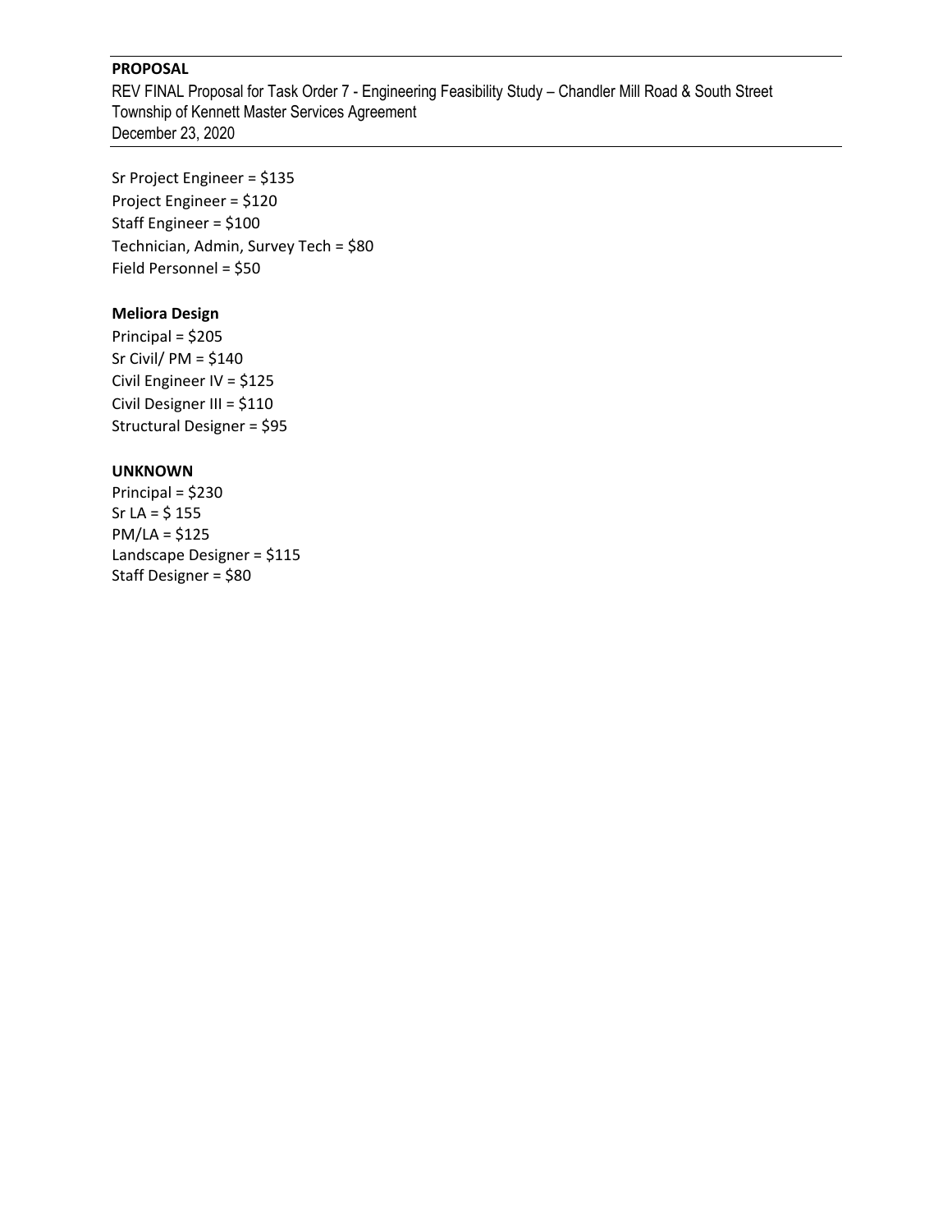Sr Project Engineer = $135
Project Engineer = $120
Staff Engineer = $100
Technician, Admin, Survey Tech = $80
Field Personnel = $50

**Meliora Design**

Principal = $205
Sr Civil/ PM = $140
Civil Engineer IV = $125
Civil Designer III = $110
Structural Designer = $95

**UNKNOWN**

Principal = $230
Sr LA = $ 155
PM/LA = $125
Landscape Designer = $115
Staff Designer = $80